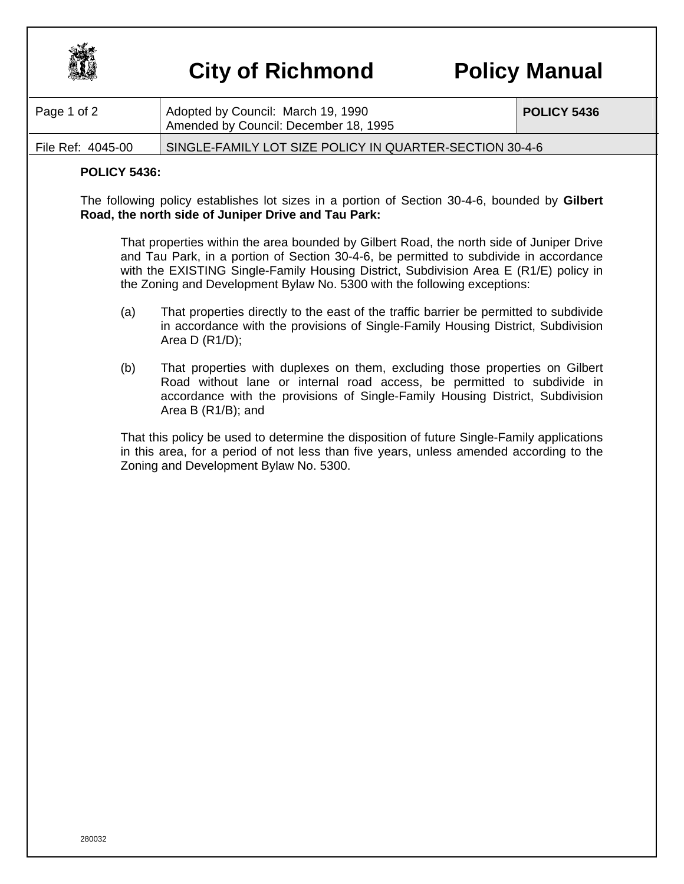# City of Richmond Policy Manual

| Page 1 of 2 | Adopted by Council: March 19, 1990<br>Amended by Council: December 18, 1995 | POLICY 5436 |
|---|---|---|
| File Ref: 4045-00 | SINGLE-FAMILY LOT SIZE POLICY IN QUARTER-SECTION 30-4-6 | |

**POLICY 5436:**

The following policy establishes lot sizes in a portion of Section 30-4-6, bounded by **Gilbert Road, the north side of Juniper Drive and Tau Park:**

That properties within the area bounded by Gilbert Road, the north side of Juniper Drive and Tau Park, in a portion of Section 30-4-6, be permitted to subdivide in accordance with the EXISTING Single-Family Housing District, Subdivision Area E (R1/E) policy in the Zoning and Development Bylaw No. 5300 with the following exceptions:

(a) That properties directly to the east of the traffic barrier be permitted to subdivide in accordance with the provisions of Single-Family Housing District, Subdivision Area D (R1/D);

(b) That properties with duplexes on them, excluding those properties on Gilbert Road without lane or internal road access, be permitted to subdivide in accordance with the provisions of Single-Family Housing District, Subdivision Area B (R1/B); and

That this policy be used to determine the disposition of future Single-Family applications in this area, for a period of not less than five years, unless amended according to the Zoning and Development Bylaw No. 5300.

280032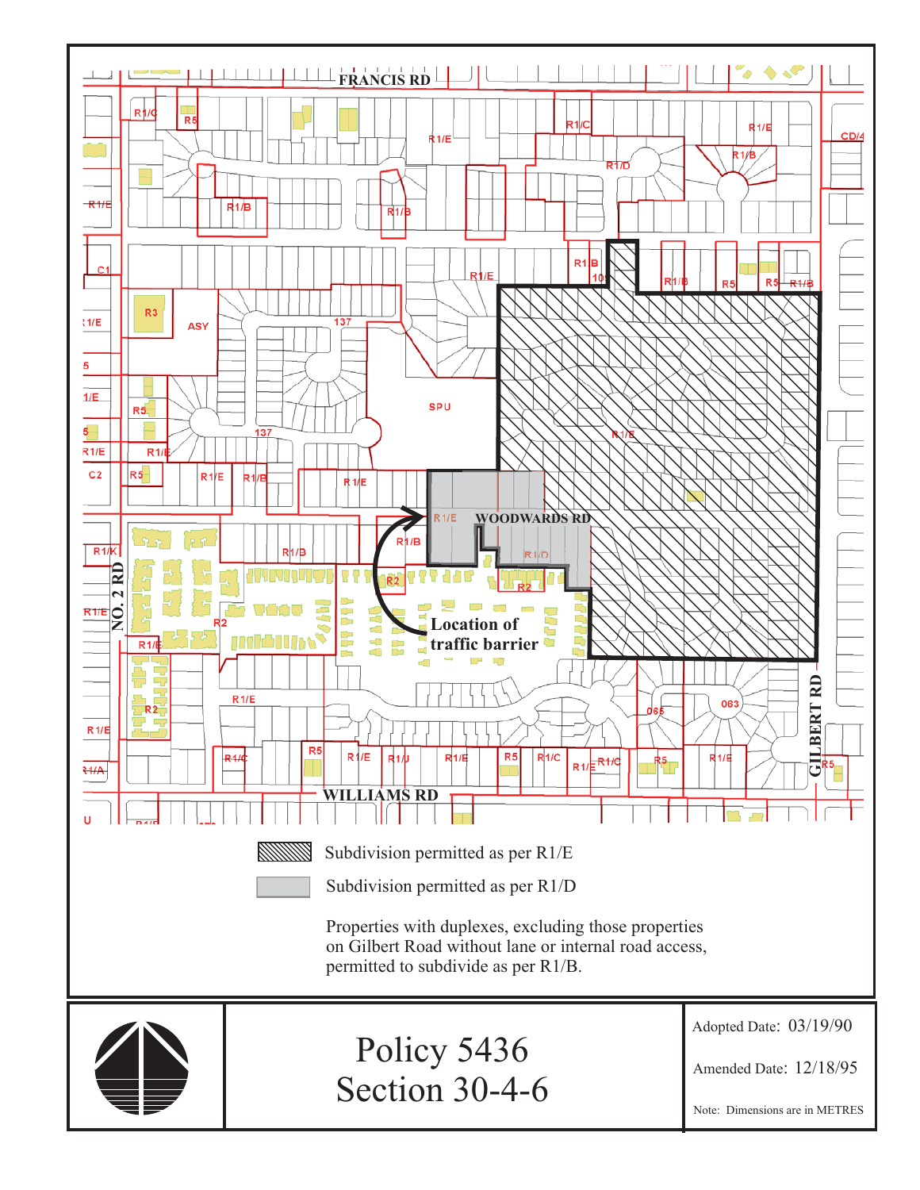FRANCIS RD

WOODWARDS RD

NO. 2 RD

GILBERT RD

WILLIAMS RD

Location of traffic barrier

Subdivision permitted as per R1/E

Subdivision permitted as per R1/D

Properties with duplexes, excluding those properties on Gilbert Road without lane or internal road access, permitted to subdivide as per R1/B.

# Policy 5436
## Section 30-4-6

Adopted Date: 03/19/90

Amended Date: 12/18/95

Note: Dimensions are in METRES